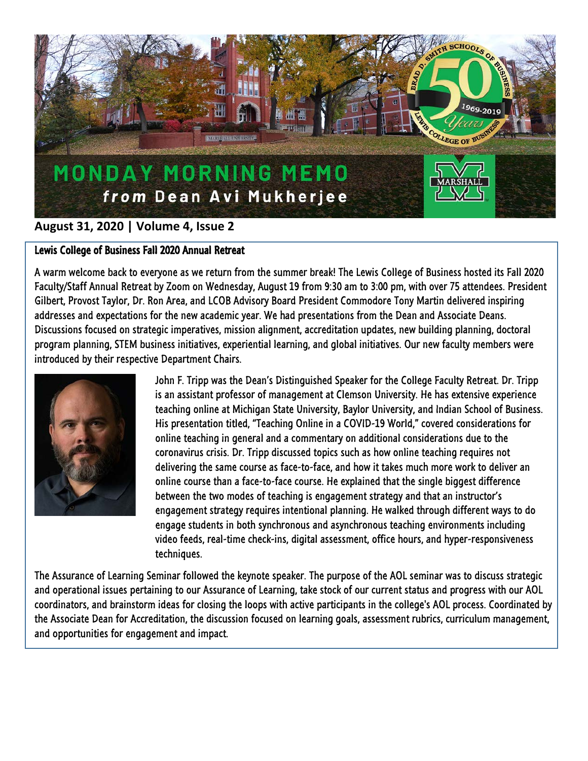# MONDAY MORNING MEMO

***from* Dean Avi Mukherjee**

**August 31, 2020 | Volume 4, Issue 2**

## Lewis College of Business Fall 2020 Annual Retreat

A warm welcome back to everyone as we return from the summer break! The Lewis College of Business hosted its Fall 2020 Faculty/Staff Annual Retreat by Zoom on Wednesday, August 19 from 9:30 am to 3:00 pm, with over 75 attendees. President Gilbert, Provost Taylor, Dr. Ron Area, and LCOB Advisory Board President Commodore Tony Martin delivered inspiring addresses and expectations for the new academic year. We had presentations from the Dean and Associate Deans. Discussions focused on strategic imperatives, mission alignment, accreditation updates, new building planning, doctoral program planning, STEM business initiatives, experiential learning, and global initiatives. Our new faculty members were introduced by their respective Department Chairs.

John F. Tripp was the Dean's Distinguished Speaker for the College Faculty Retreat. Dr. Tripp is an assistant professor of management at Clemson University. He has extensive experience teaching online at Michigan State University, Baylor University, and Indian School of Business. His presentation titled, "Teaching Online in a COVID-19 World," covered considerations for online teaching in general and a commentary on additional considerations due to the coronavirus crisis. Dr. Tripp discussed topics such as how online teaching requires not delivering the same course as face-to-face, and how it takes much more work to deliver an online course than a face-to-face course. He explained that the single biggest difference between the two modes of teaching is engagement strategy and that an instructor's engagement strategy requires intentional planning. He walked through different ways to do engage students in both synchronous and asynchronous teaching environments including video feeds, real-time check-ins, digital assessment, office hours, and hyper-responsiveness techniques.

The Assurance of Learning Seminar followed the keynote speaker. The purpose of the AOL seminar was to discuss strategic and operational issues pertaining to our Assurance of Learning, take stock of our current status and progress with our AOL coordinators, and brainstorm ideas for closing the loops with active participants in the college's AOL process. Coordinated by the Associate Dean for Accreditation, the discussion focused on learning goals, assessment rubrics, curriculum management, and opportunities for engagement and impact.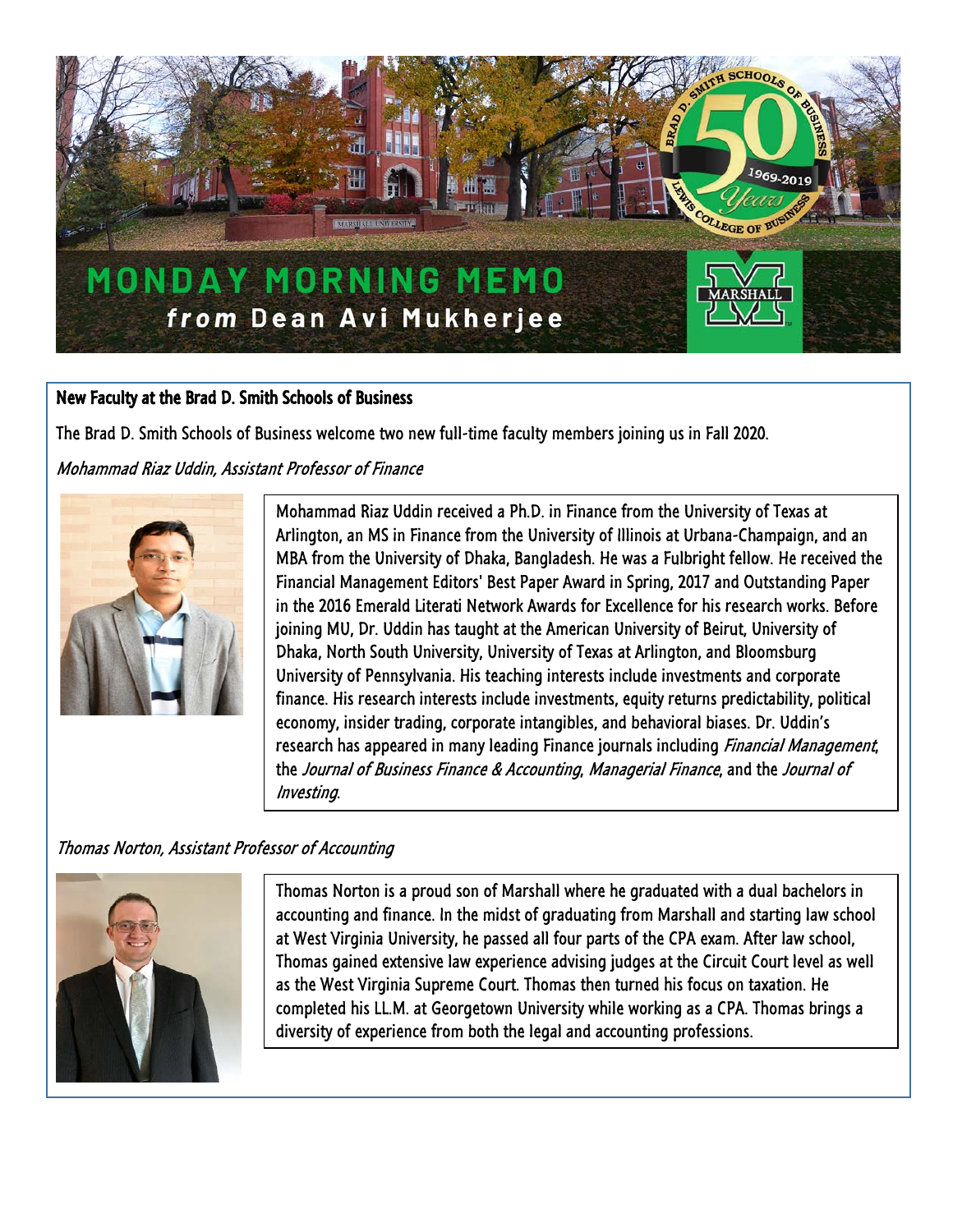# MONDAY MORNING MEMO

***from* Dean Avi Mukherjee**

## New Faculty at the Brad D. Smith Schools of Business

The Brad D. Smith Schools of Business welcome two new full-time faculty members joining us in Fall 2020.

*Mohammad Riaz Uddin, Assistant Professor of Finance*

Mohammad Riaz Uddin received a Ph.D. in Finance from the University of Texas at Arlington, an MS in Finance from the University of Illinois at Urbana-Champaign, and an MBA from the University of Dhaka, Bangladesh. He was a Fulbright fellow. He received the Financial Management Editors' Best Paper Award in Spring, 2017 and Outstanding Paper in the 2016 Emerald Literati Network Awards for Excellence for his research works. Before joining MU, Dr. Uddin has taught at the American University of Beirut, University of Dhaka, North South University, University of Texas at Arlington, and Bloomsburg University of Pennsylvania. His teaching interests include investments and corporate finance. His research interests include investments, equity returns predictability, political economy, insider trading, corporate intangibles, and behavioral biases. Dr. Uddin's research has appeared in many leading Finance journals including *Financial Management*, the *Journal of Business Finance & Accounting*, *Managerial Finance*, and the *Journal of Investing*.

*Thomas Norton, Assistant Professor of Accounting*

Thomas Norton is a proud son of Marshall where he graduated with a dual bachelors in accounting and finance. In the midst of graduating from Marshall and starting law school at West Virginia University, he passed all four parts of the CPA exam. After law school, Thomas gained extensive law experience advising judges at the Circuit Court level as well as the West Virginia Supreme Court. Thomas then turned his focus on taxation. He completed his LL.M. at Georgetown University while working as a CPA. Thomas brings a diversity of experience from both the legal and accounting professions.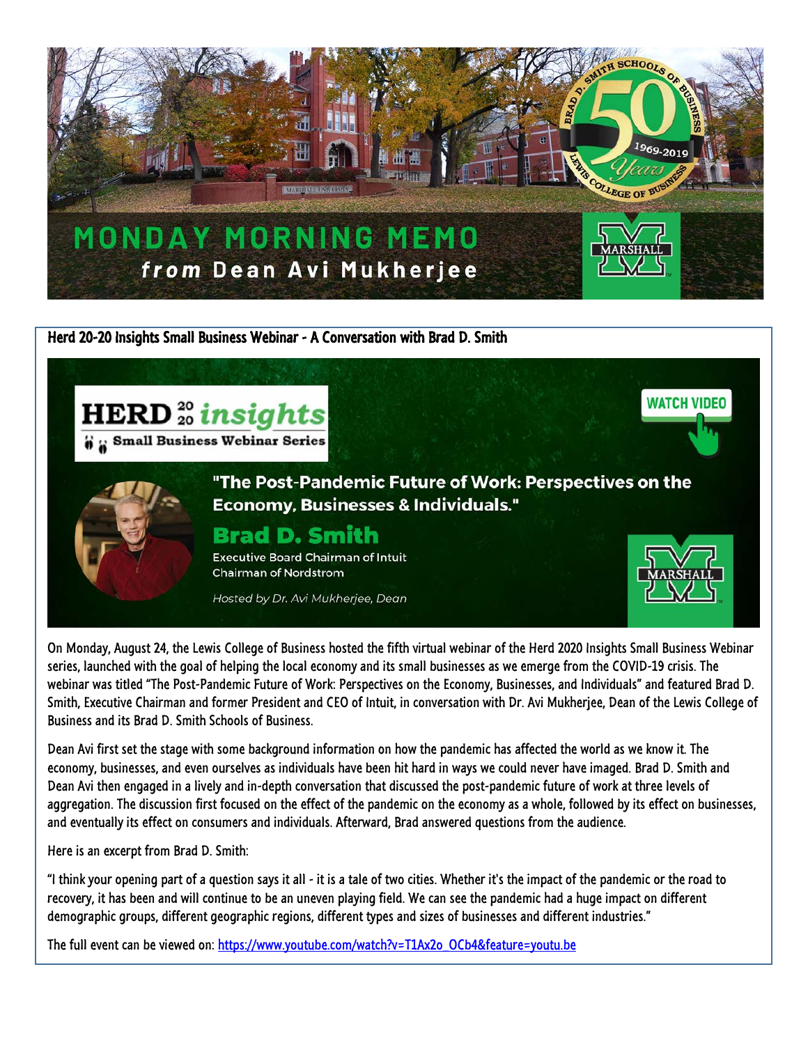# MONDAY MORNING MEMO

## *from* Dean Avi Mukherjee

### Herd 20-20 Insights Small Business Webinar - A Conversation with Brad D. Smith

HERD 20 20 *insights*

Small Business Webinar Series

WATCH VIDEO

**"The Post-Pandemic Future of Work: Perspectives on the Economy, Businesses & Individuals."**

**Brad D. Smith**

Executive Board Chairman of Intuit
Chairman of Nordstrom

*Hosted by Dr. Avi Mukherjee, Dean*

On Monday, August 24, the Lewis College of Business hosted the fifth virtual webinar of the Herd 2020 Insights Small Business Webinar series, launched with the goal of helping the local economy and its small businesses as we emerge from the COVID-19 crisis. The webinar was titled "The Post-Pandemic Future of Work: Perspectives on the Economy, Businesses, and Individuals" and featured Brad D. Smith, Executive Chairman and former President and CEO of Intuit, in conversation with Dr. Avi Mukherjee, Dean of the Lewis College of Business and its Brad D. Smith Schools of Business.

Dean Avi first set the stage with some background information on how the pandemic has affected the world as we know it. The economy, businesses, and even ourselves as individuals have been hit hard in ways we could never have imaged. Brad D. Smith and Dean Avi then engaged in a lively and in-depth conversation that discussed the post-pandemic future of work at three levels of aggregation. The discussion first focused on the effect of the pandemic on the economy as a whole, followed by its effect on businesses, and eventually its effect on consumers and individuals. Afterward, Brad answered questions from the audience.

Here is an excerpt from Brad D. Smith:

"I think your opening part of a question says it all - it is a tale of two cities. Whether it's the impact of the pandemic or the road to recovery, it has been and will continue to be an uneven playing field. We can see the pandemic had a huge impact on different demographic groups, different geographic regions, different types and sizes of businesses and different industries."

The full event can be viewed on: https://www.youtube.com/watch?v=T1Ax2o_OCb4&feature=youtu.be